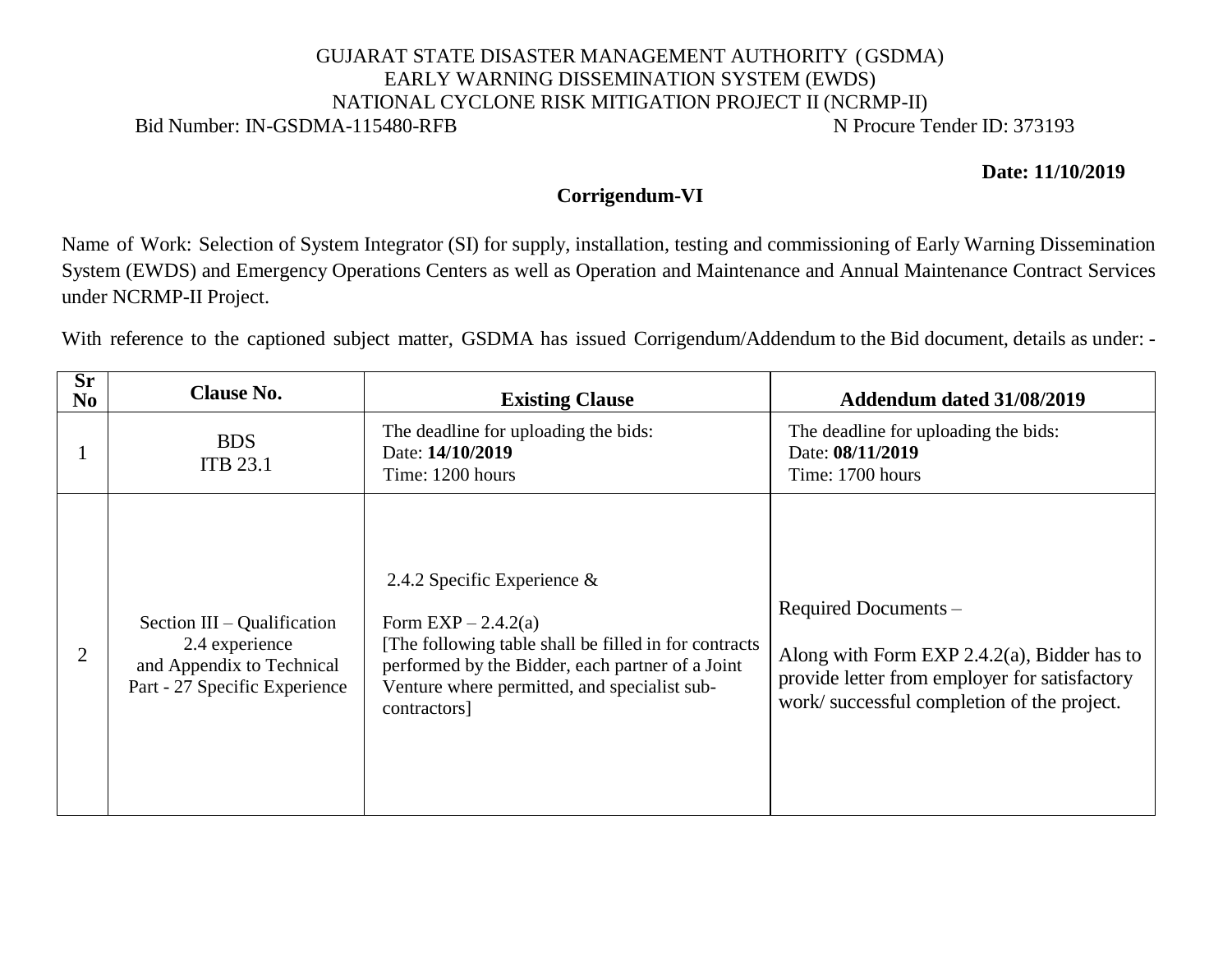GUJARAT STATE DISASTER MANAGEMENT AUTHORITY (GSDMA)
EARLY WARNING DISSEMINATION SYSTEM (EWDS)
NATIONAL CYCLONE RISK MITIGATION PROJECT II (NCRMP-II)

Bid Number: IN-GSDMA-115480-RFB N Procure Tender ID: 373193

**Date: 11/10/2019**

## Corrigendum-VI

Name of Work: Selection of System Integrator (SI) for supply, installation, testing and commissioning of Early Warning Dissemination System (EWDS) and Emergency Operations Centers as well as Operation and Maintenance and Annual Maintenance Contract Services under NCRMP-II Project.

With reference to the captioned subject matter, GSDMA has issued Corrigendum/Addendum to the Bid document, details as under: -

| Sr No | Clause No. | Existing Clause | Addendum dated 31/08/2019 |
|---|---|---|---|
| 1 | BDS<br>ITB 23.1 | The deadline for uploading the bids:<br>Date: **14/10/2019**<br>Time: 1200 hours | The deadline for uploading the bids:<br>Date: **08/11/2019**<br>Time: 1700 hours |
| 2 | Section III – Qualification<br>2.4 experience<br>and Appendix to Technical Part - 27 Specific Experience | 2.4.2 Specific Experience &<br><br>Form EXP – 2.4.2(a)<br>[The following table shall be filled in for contracts performed by the Bidder, each partner of a Joint Venture where permitted, and specialist sub-contractors] | Required Documents –<br><br>Along with Form EXP 2.4.2(a), Bidder has to provide letter from employer for satisfactory work/ successful completion of the project. |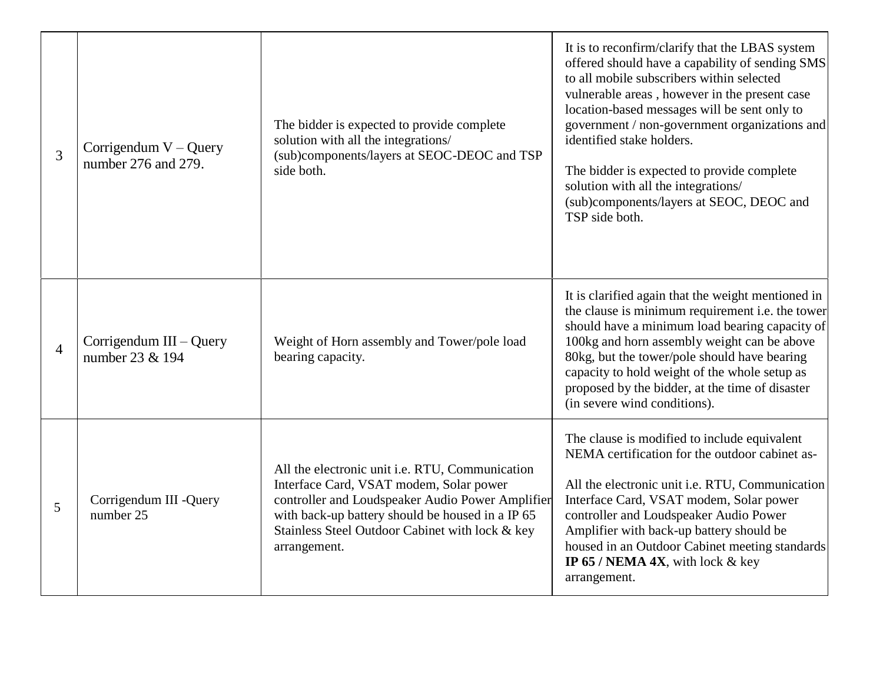| | | | |
|---|---|---|---|
| 3 | Corrigendum V – Query number 276 and 279. | The bidder is expected to provide complete solution with all the integrations/ (sub)components/layers at SEOC-DEOC and TSP side both. | It is to reconfirm/clarify that the LBAS system offered should have a capability of sending SMS to all mobile subscribers within selected vulnerable areas , however in the present case location-based messages will be sent only to government / non-government organizations and identified stake holders.<br><br>The bidder is expected to provide complete solution with all the integrations/ (sub)components/layers at SEOC, DEOC and TSP side both. |
| 4 | Corrigendum III – Query number 23 & 194 | Weight of Horn assembly and Tower/pole load bearing capacity. | It is clarified again that the weight mentioned in the clause is minimum requirement i.e. the tower should have a minimum load bearing capacity of 100kg and horn assembly weight can be above 80kg, but the tower/pole should have bearing capacity to hold weight of the whole setup as proposed by the bidder, at the time of disaster (in severe wind conditions). |
| 5 | Corrigendum III -Query number 25 | All the electronic unit i.e. RTU, Communication Interface Card, VSAT modem, Solar power controller and Loudspeaker Audio Power Amplifier with back-up battery should be housed in a IP 65 Stainless Steel Outdoor Cabinet with lock & key arrangement. | The clause is modified to include equivalent NEMA certification for the outdoor cabinet as-<br><br>All the electronic unit i.e. RTU, Communication Interface Card, VSAT modem, Solar power controller and Loudspeaker Audio Power Amplifier with back-up battery should be housed in an Outdoor Cabinet meeting standards **IP 65 / NEMA 4X**, with lock & key arrangement. |